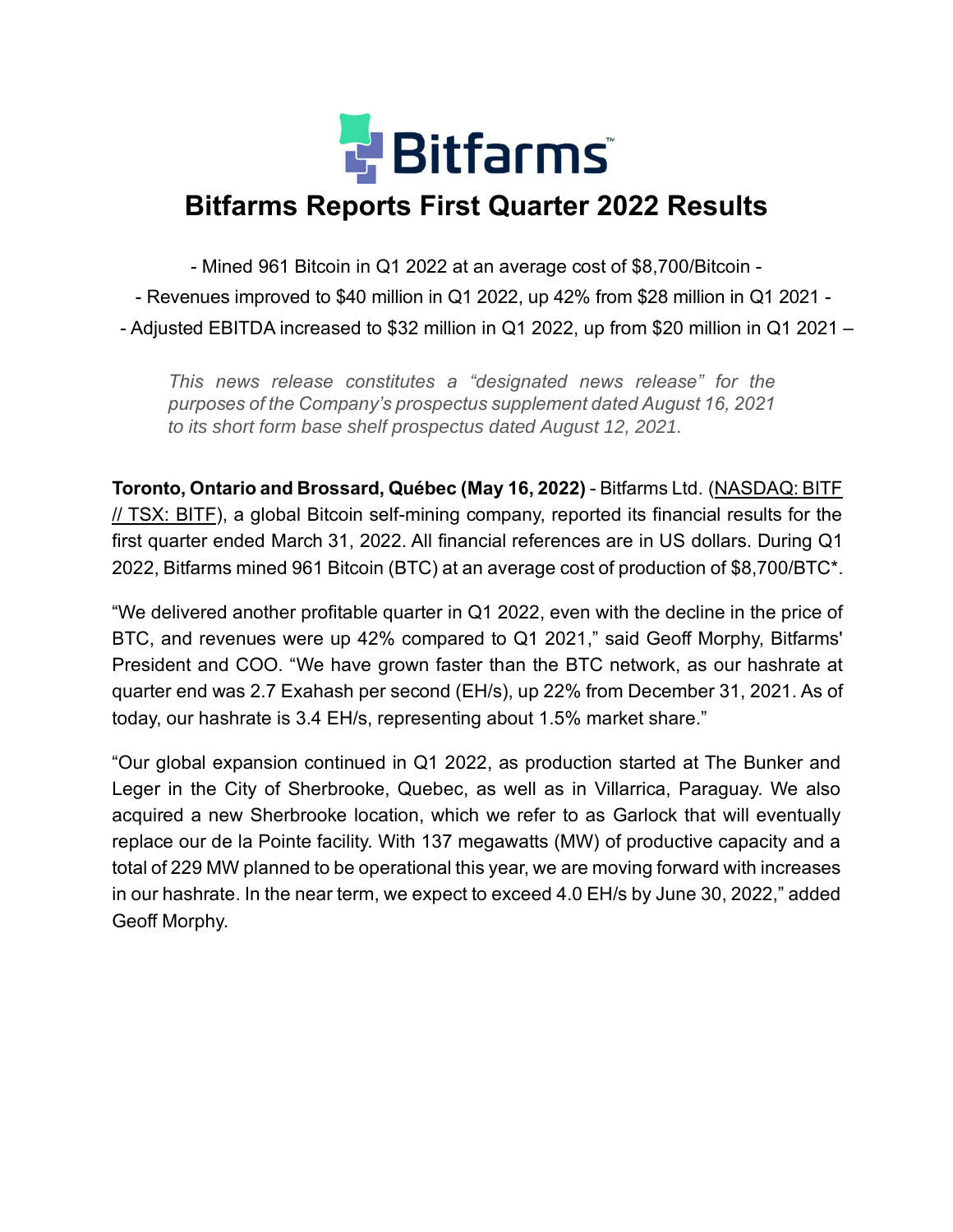# Bitfarms Reports First Quarter 2022 Results

- Mined 961 Bitcoin in Q1 2022 at an average cost of $8,700/Bitcoin -

- Revenues improved to $40 million in Q1 2022, up 42% from $28 million in Q1 2021 -

- Adjusted EBITDA increased to $32 million in Q1 2022, up from $20 million in Q1 2021 –

*This news release constitutes a "designated news release" for the purposes of the Company's prospectus supplement dated August 16, 2021 to its short form base shelf prospectus dated August 12, 2021.*

**Toronto, Ontario and Brossard, Québec (May 16, 2022)** - Bitfarms Ltd. (NASDAQ: BITF // TSX: BITF), a global Bitcoin self-mining company, reported its financial results for the first quarter ended March 31, 2022. All financial references are in US dollars. During Q1 2022, Bitfarms mined 961 Bitcoin (BTC) at an average cost of production of $8,700/BTC*.

"We delivered another profitable quarter in Q1 2022, even with the decline in the price of BTC, and revenues were up 42% compared to Q1 2021," said Geoff Morphy, Bitfarms' President and COO. "We have grown faster than the BTC network, as our hashrate at quarter end was 2.7 Exahash per second (EH/s), up 22% from December 31, 2021. As of today, our hashrate is 3.4 EH/s, representing about 1.5% market share."

"Our global expansion continued in Q1 2022, as production started at The Bunker and Leger in the City of Sherbrooke, Quebec, as well as in Villarrica, Paraguay. We also acquired a new Sherbrooke location, which we refer to as Garlock that will eventually replace our de la Pointe facility. With 137 megawatts (MW) of productive capacity and a total of 229 MW planned to be operational this year, we are moving forward with increases in our hashrate. In the near term, we expect to exceed 4.0 EH/s by June 30, 2022," added Geoff Morphy.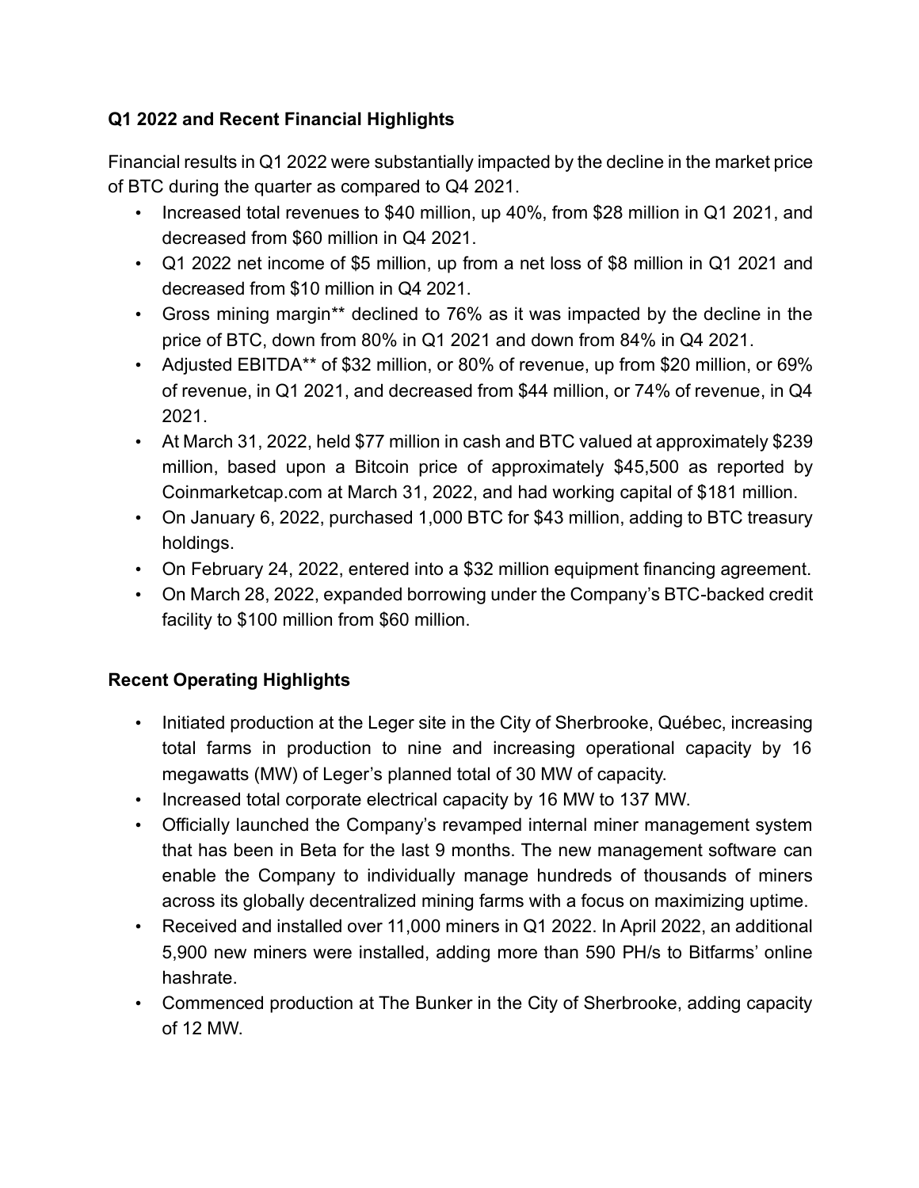**Q1 2022 and Recent Financial Highlights**

Financial results in Q1 2022 were substantially impacted by the decline in the market price of BTC during the quarter as compared to Q4 2021.

- Increased total revenues to $40 million, up 40%, from $28 million in Q1 2021, and decreased from $60 million in Q4 2021.
- Q1 2022 net income of $5 million, up from a net loss of $8 million in Q1 2021 and decreased from $10 million in Q4 2021.
- Gross mining margin** declined to 76% as it was impacted by the decline in the price of BTC, down from 80% in Q1 2021 and down from 84% in Q4 2021.
- Adjusted EBITDA** of $32 million, or 80% of revenue, up from $20 million, or 69% of revenue, in Q1 2021, and decreased from $44 million, or 74% of revenue, in Q4 2021.
- At March 31, 2022, held $77 million in cash and BTC valued at approximately $239 million, based upon a Bitcoin price of approximately $45,500 as reported by Coinmarketcap.com at March 31, 2022, and had working capital of $181 million.
- On January 6, 2022, purchased 1,000 BTC for $43 million, adding to BTC treasury holdings.
- On February 24, 2022, entered into a $32 million equipment financing agreement.
- On March 28, 2022, expanded borrowing under the Company's BTC-backed credit facility to $100 million from $60 million.

**Recent Operating Highlights**

- Initiated production at the Leger site in the City of Sherbrooke, Québec, increasing total farms in production to nine and increasing operational capacity by 16 megawatts (MW) of Leger's planned total of 30 MW of capacity.
- Increased total corporate electrical capacity by 16 MW to 137 MW.
- Officially launched the Company's revamped internal miner management system that has been in Beta for the last 9 months. The new management software can enable the Company to individually manage hundreds of thousands of miners across its globally decentralized mining farms with a focus on maximizing uptime.
- Received and installed over 11,000 miners in Q1 2022. In April 2022, an additional 5,900 new miners were installed, adding more than 590 PH/s to Bitfarms' online hashrate.
- Commenced production at The Bunker in the City of Sherbrooke, adding capacity of 12 MW.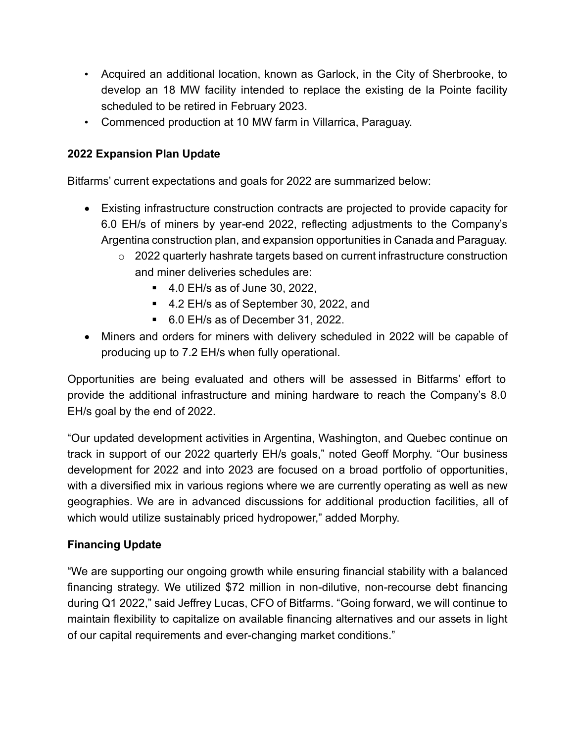- Acquired an additional location, known as Garlock, in the City of Sherbrooke, to develop an 18 MW facility intended to replace the existing de la Pointe facility scheduled to be retired in February 2023.
- Commenced production at 10 MW farm in Villarrica, Paraguay.

**2022 Expansion Plan Update**

Bitfarms' current expectations and goals for 2022 are summarized below:

- Existing infrastructure construction contracts are projected to provide capacity for 6.0 EH/s of miners by year-end 2022, reflecting adjustments to the Company's Argentina construction plan, and expansion opportunities in Canada and Paraguay.
  - 2022 quarterly hashrate targets based on current infrastructure construction and miner deliveries schedules are:
    - 4.0 EH/s as of June 30, 2022,
    - 4.2 EH/s as of September 30, 2022, and
    - 6.0 EH/s as of December 31, 2022.
- Miners and orders for miners with delivery scheduled in 2022 will be capable of producing up to 7.2 EH/s when fully operational.

Opportunities are being evaluated and others will be assessed in Bitfarms' effort to provide the additional infrastructure and mining hardware to reach the Company's 8.0 EH/s goal by the end of 2022.

"Our updated development activities in Argentina, Washington, and Quebec continue on track in support of our 2022 quarterly EH/s goals," noted Geoff Morphy. "Our business development for 2022 and into 2023 are focused on a broad portfolio of opportunities, with a diversified mix in various regions where we are currently operating as well as new geographies. We are in advanced discussions for additional production facilities, all of which would utilize sustainably priced hydropower," added Morphy.

**Financing Update**

"We are supporting our ongoing growth while ensuring financial stability with a balanced financing strategy. We utilized $72 million in non-dilutive, non-recourse debt financing during Q1 2022," said Jeffrey Lucas, CFO of Bitfarms. "Going forward, we will continue to maintain flexibility to capitalize on available financing alternatives and our assets in light of our capital requirements and ever-changing market conditions."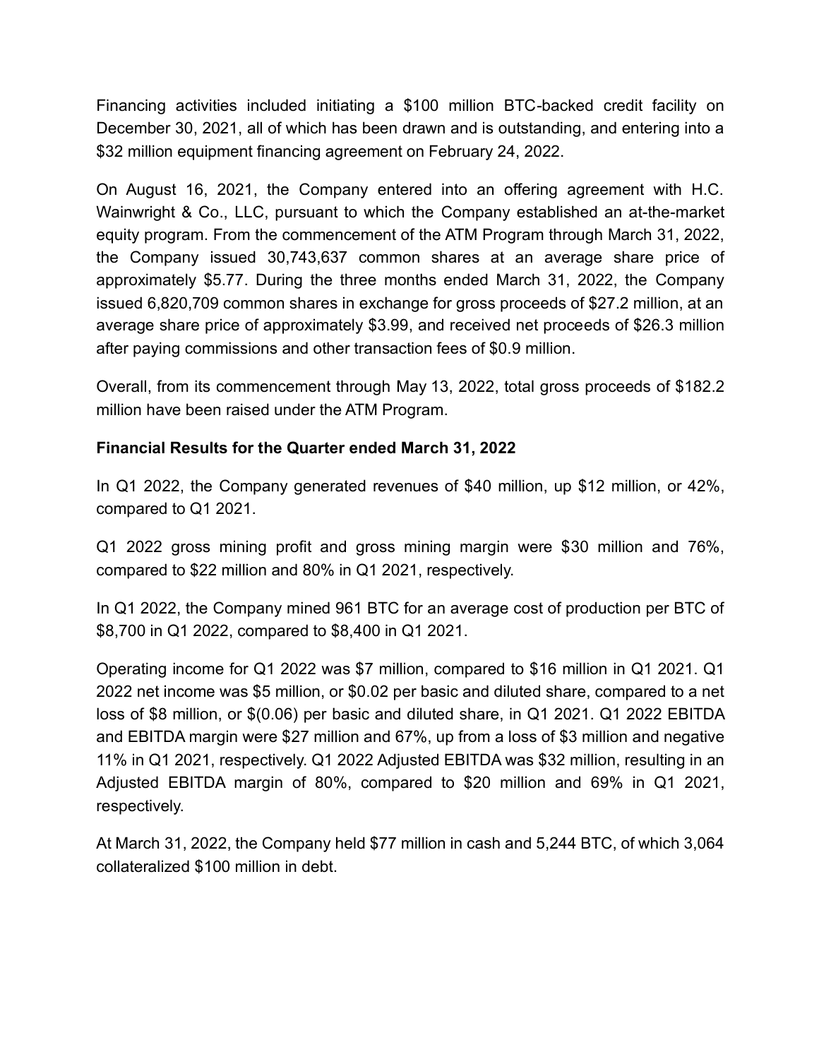Financing activities included initiating a $100 million BTC-backed credit facility on December 30, 2021, all of which has been drawn and is outstanding, and entering into a $32 million equipment financing agreement on February 24, 2022.

On August 16, 2021, the Company entered into an offering agreement with H.C. Wainwright & Co., LLC, pursuant to which the Company established an at-the-market equity program. From the commencement of the ATM Program through March 31, 2022, the Company issued 30,743,637 common shares at an average share price of approximately $5.77. During the three months ended March 31, 2022, the Company issued 6,820,709 common shares in exchange for gross proceeds of $27.2 million, at an average share price of approximately $3.99, and received net proceeds of $26.3 million after paying commissions and other transaction fees of $0.9 million.

Overall, from its commencement through May 13, 2022, total gross proceeds of $182.2 million have been raised under the ATM Program.

**Financial Results for the Quarter ended March 31, 2022**

In Q1 2022, the Company generated revenues of $40 million, up $12 million, or 42%, compared to Q1 2021.

Q1 2022 gross mining profit and gross mining margin were $30 million and 76%, compared to $22 million and 80% in Q1 2021, respectively.

In Q1 2022, the Company mined 961 BTC for an average cost of production per BTC of $8,700 in Q1 2022, compared to $8,400 in Q1 2021.

Operating income for Q1 2022 was $7 million, compared to $16 million in Q1 2021. Q1 2022 net income was $5 million, or $0.02 per basic and diluted share, compared to a net loss of $8 million, or $(0.06) per basic and diluted share, in Q1 2021. Q1 2022 EBITDA and EBITDA margin were $27 million and 67%, up from a loss of $3 million and negative 11% in Q1 2021, respectively. Q1 2022 Adjusted EBITDA was $32 million, resulting in an Adjusted EBITDA margin of 80%, compared to $20 million and 69% in Q1 2021, respectively.

At March 31, 2022, the Company held $77 million in cash and 5,244 BTC, of which 3,064 collateralized $100 million in debt.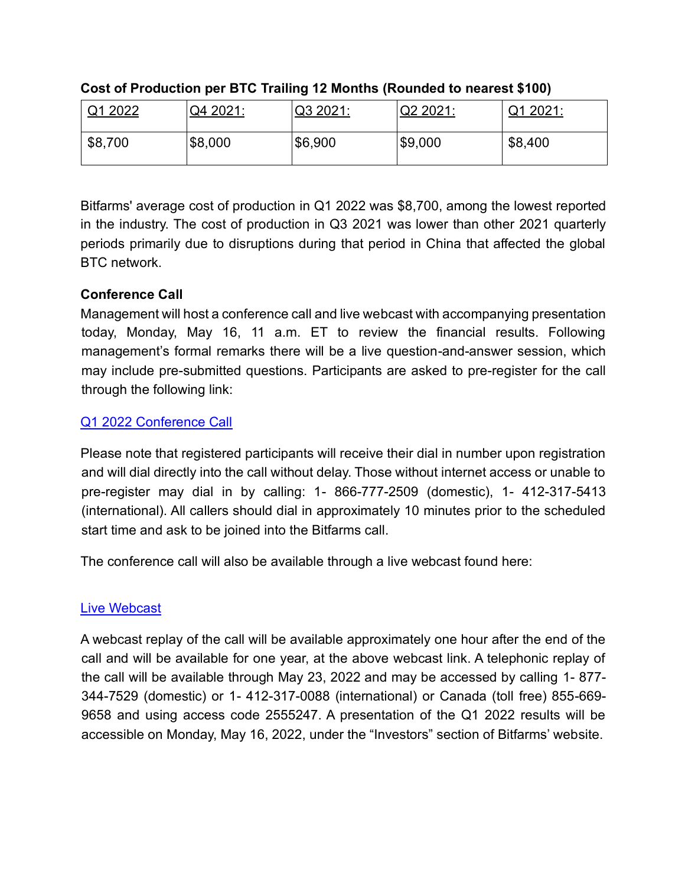**Cost of Production per BTC Trailing 12 Months (Rounded to nearest $100)**

| Q1 2022 | Q4 2021: | Q3 2021: | Q2 2021: | Q1 2021: |
|---|---|---|---|---|
| $8,700 | $8,000 | $6,900 | $9,000 | $8,400 |

Bitfarms' average cost of production in Q1 2022 was $8,700, among the lowest reported in the industry. The cost of production in Q3 2021 was lower than other 2021 quarterly periods primarily due to disruptions during that period in China that affected the global BTC network.

**Conference Call**

Management will host a conference call and live webcast with accompanying presentation today, Monday, May 16, 11 a.m. ET to review the financial results. Following management's formal remarks there will be a live question-and-answer session, which may include pre-submitted questions. Participants are asked to pre-register for the call through the following link:

Q1 2022 Conference Call

Please note that registered participants will receive their dial in number upon registration and will dial directly into the call without delay. Those without internet access or unable to pre-register may dial in by calling: 1- 866-777-2509 (domestic), 1- 412-317-5413 (international). All callers should dial in approximately 10 minutes prior to the scheduled start time and ask to be joined into the Bitfarms call.

The conference call will also be available through a live webcast found here:

Live Webcast

A webcast replay of the call will be available approximately one hour after the end of the call and will be available for one year, at the above webcast link. A telephonic replay of the call will be available through May 23, 2022 and may be accessed by calling 1- 877-344-7529 (domestic) or 1- 412-317-0088 (international) or Canada (toll free) 855-669-9658 and using access code 2555247. A presentation of the Q1 2022 results will be accessible on Monday, May 16, 2022, under the "Investors" section of Bitfarms' website.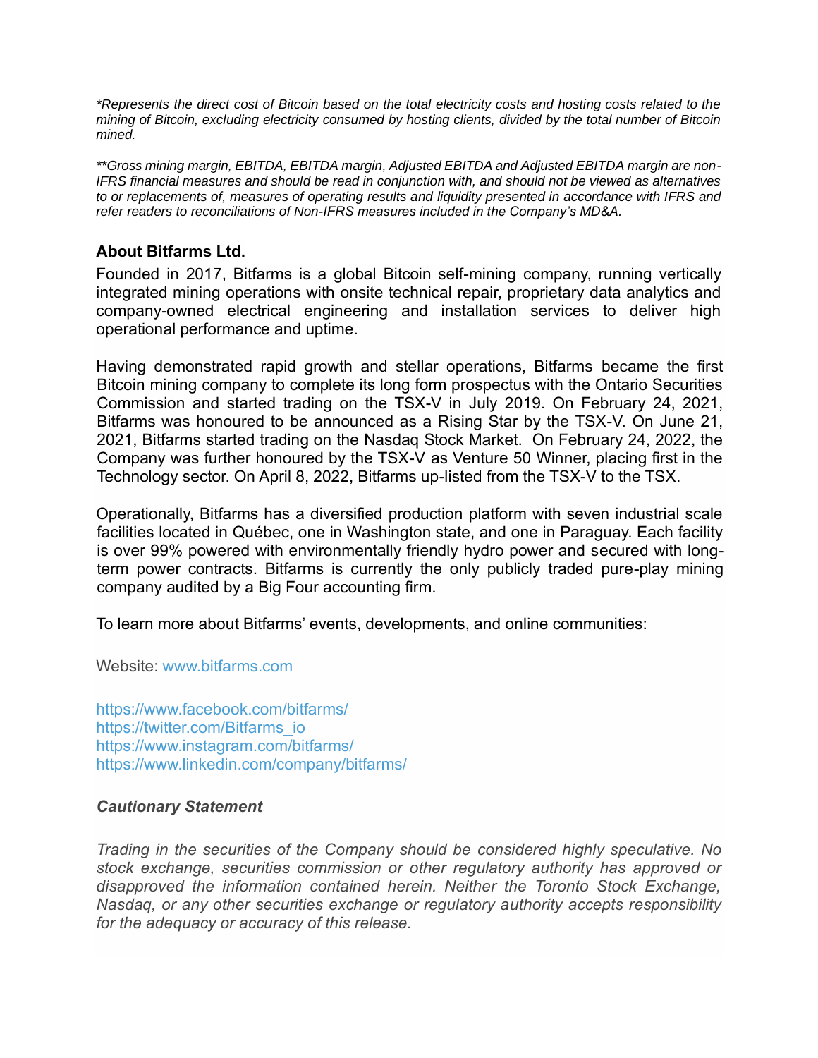*\*Represents the direct cost of Bitcoin based on the total electricity costs and hosting costs related to the mining of Bitcoin, excluding electricity consumed by hosting clients, divided by the total number of Bitcoin mined.*

*\*\*Gross mining margin, EBITDA, EBITDA margin, Adjusted EBITDA and Adjusted EBITDA margin are non-IFRS financial measures and should be read in conjunction with, and should not be viewed as alternatives to or replacements of, measures of operating results and liquidity presented in accordance with IFRS and refer readers to reconciliations of Non-IFRS measures included in the Company's MD&A.*

### About Bitfarms Ltd.

Founded in 2017, Bitfarms is a global Bitcoin self-mining company, running vertically integrated mining operations with onsite technical repair, proprietary data analytics and company-owned electrical engineering and installation services to deliver high operational performance and uptime.

Having demonstrated rapid growth and stellar operations, Bitfarms became the first Bitcoin mining company to complete its long form prospectus with the Ontario Securities Commission and started trading on the TSX-V in July 2019. On February 24, 2021, Bitfarms was honoured to be announced as a Rising Star by the TSX-V. On June 21, 2021, Bitfarms started trading on the Nasdaq Stock Market. On February 24, 2022, the Company was further honoured by the TSX-V as Venture 50 Winner, placing first in the Technology sector. On April 8, 2022, Bitfarms up-listed from the TSX-V to the TSX.

Operationally, Bitfarms has a diversified production platform with seven industrial scale facilities located in Québec, one in Washington state, and one in Paraguay. Each facility is over 99% powered with environmentally friendly hydro power and secured with long-term power contracts. Bitfarms is currently the only publicly traded pure-play mining company audited by a Big Four accounting firm.

To learn more about Bitfarms' events, developments, and online communities:

Website: www.bitfarms.com

https://www.facebook.com/bitfarms/
https://twitter.com/Bitfarms_io
https://www.instagram.com/bitfarms/
https://www.linkedin.com/company/bitfarms/

#### *Cautionary Statement*

*Trading in the securities of the Company should be considered highly speculative. No stock exchange, securities commission or other regulatory authority has approved or disapproved the information contained herein. Neither the Toronto Stock Exchange, Nasdaq, or any other securities exchange or regulatory authority accepts responsibility for the adequacy or accuracy of this release.*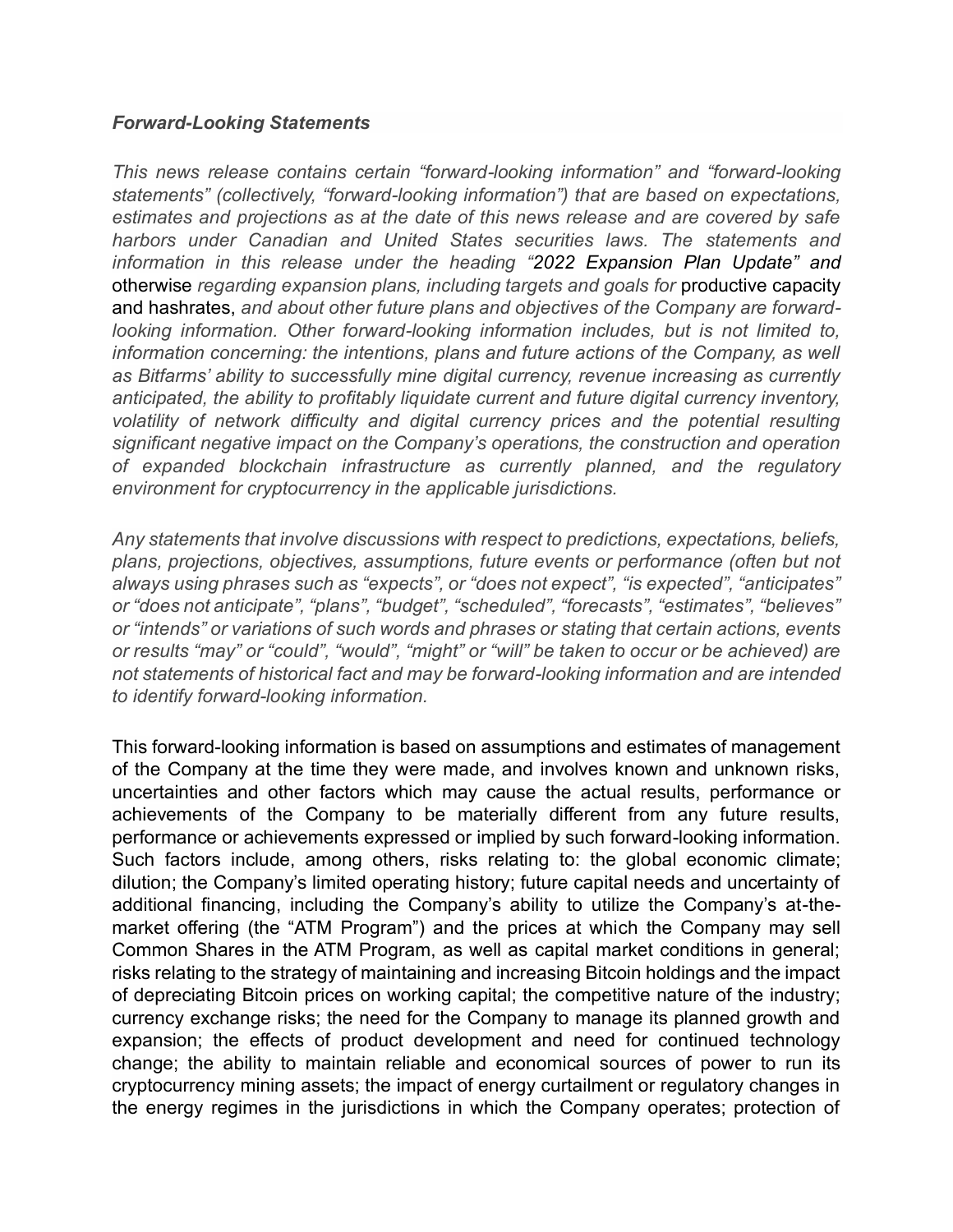***Forward-Looking Statements***

*This news release contains certain “forward-looking information” and “forward-looking statements” (collectively, “forward-looking information”) that are based on expectations, estimates and projections as at the date of this news release and are covered by safe harbors under Canadian and United States securities laws. The statements and information in this release under the heading “2022 Expansion Plan Update” and* otherwise *regarding expansion plans, including targets and goals for* productive capacity and hashrates, *and about other future plans and objectives of the Company are forward-looking information. Other forward-looking information includes, but is not limited to, information concerning: the intentions, plans and future actions of the Company, as well as Bitfarms’ ability to successfully mine digital currency, revenue increasing as currently anticipated, the ability to profitably liquidate current and future digital currency inventory, volatility of network difficulty and digital currency prices and the potential resulting significant negative impact on the Company’s operations, the construction and operation of expanded blockchain infrastructure as currently planned, and the regulatory environment for cryptocurrency in the applicable jurisdictions.*

*Any statements that involve discussions with respect to predictions, expectations, beliefs, plans, projections, objectives, assumptions, future events or performance (often but not always using phrases such as “expects”, or “does not expect”, “is expected”, “anticipates” or “does not anticipate”, “plans”, “budget”, “scheduled”, “forecasts”, “estimates”, “believes” or “intends” or variations of such words and phrases or stating that certain actions, events or results “may” or “could”, “would”, “might” or “will” be taken to occur or be achieved) are not statements of historical fact and may be forward-looking information and are intended to identify forward-looking information.*

This forward-looking information is based on assumptions and estimates of management of the Company at the time they were made, and involves known and unknown risks, uncertainties and other factors which may cause the actual results, performance or achievements of the Company to be materially different from any future results, performance or achievements expressed or implied by such forward-looking information. Such factors include, among others, risks relating to: the global economic climate; dilution; the Company’s limited operating history; future capital needs and uncertainty of additional financing, including the Company’s ability to utilize the Company’s at-the-market offering (the “ATM Program”) and the prices at which the Company may sell Common Shares in the ATM Program, as well as capital market conditions in general; risks relating to the strategy of maintaining and increasing Bitcoin holdings and the impact of depreciating Bitcoin prices on working capital; the competitive nature of the industry; currency exchange risks; the need for the Company to manage its planned growth and expansion; the effects of product development and need for continued technology change; the ability to maintain reliable and economical sources of power to run its cryptocurrency mining assets; the impact of energy curtailment or regulatory changes in the energy regimes in the jurisdictions in which the Company operates; protection of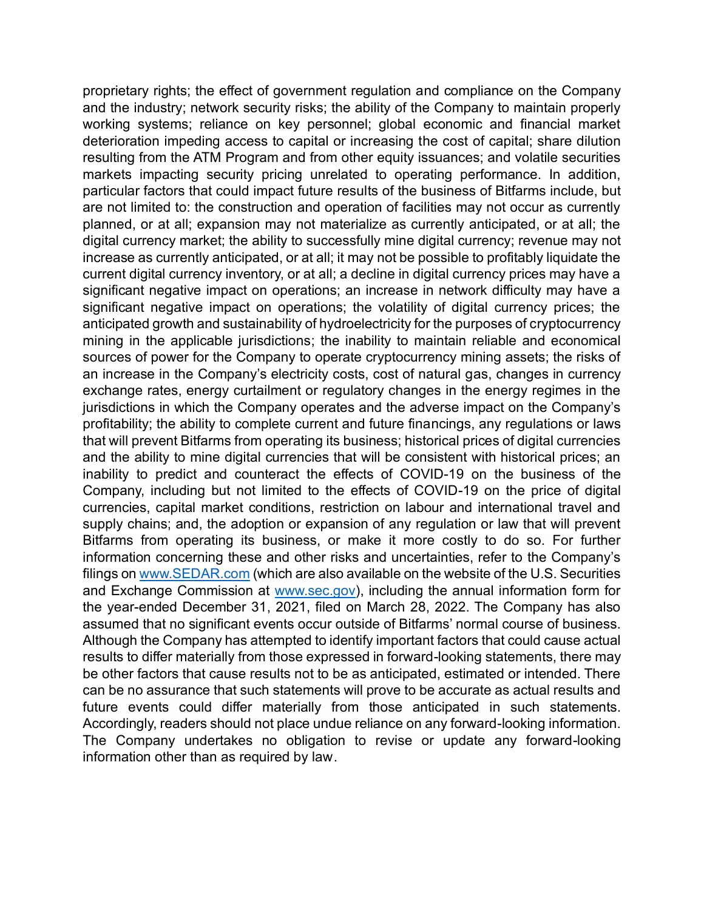proprietary rights; the effect of government regulation and compliance on the Company and the industry; network security risks; the ability of the Company to maintain properly working systems; reliance on key personnel; global economic and financial market deterioration impeding access to capital or increasing the cost of capital; share dilution resulting from the ATM Program and from other equity issuances; and volatile securities markets impacting security pricing unrelated to operating performance. In addition, particular factors that could impact future results of the business of Bitfarms include, but are not limited to: the construction and operation of facilities may not occur as currently planned, or at all; expansion may not materialize as currently anticipated, or at all; the digital currency market; the ability to successfully mine digital currency; revenue may not increase as currently anticipated, or at all; it may not be possible to profitably liquidate the current digital currency inventory, or at all; a decline in digital currency prices may have a significant negative impact on operations; an increase in network difficulty may have a significant negative impact on operations; the volatility of digital currency prices; the anticipated growth and sustainability of hydroelectricity for the purposes of cryptocurrency mining in the applicable jurisdictions; the inability to maintain reliable and economical sources of power for the Company to operate cryptocurrency mining assets; the risks of an increase in the Company's electricity costs, cost of natural gas, changes in currency exchange rates, energy curtailment or regulatory changes in the energy regimes in the jurisdictions in which the Company operates and the adverse impact on the Company's profitability; the ability to complete current and future financings, any regulations or laws that will prevent Bitfarms from operating its business; historical prices of digital currencies and the ability to mine digital currencies that will be consistent with historical prices; an inability to predict and counteract the effects of COVID-19 on the business of the Company, including but not limited to the effects of COVID-19 on the price of digital currencies, capital market conditions, restriction on labour and international travel and supply chains; and, the adoption or expansion of any regulation or law that will prevent Bitfarms from operating its business, or make it more costly to do so. For further information concerning these and other risks and uncertainties, refer to the Company's filings on [www.SEDAR.com](http://www.SEDAR.com) (which are also available on the website of the U.S. Securities and Exchange Commission at [www.sec.gov](http://www.sec.gov)), including the annual information form for the year-ended December 31, 2021, filed on March 28, 2022. The Company has also assumed that no significant events occur outside of Bitfarms' normal course of business. Although the Company has attempted to identify important factors that could cause actual results to differ materially from those expressed in forward-looking statements, there may be other factors that cause results not to be as anticipated, estimated or intended. There can be no assurance that such statements will prove to be accurate as actual results and future events could differ materially from those anticipated in such statements. Accordingly, readers should not place undue reliance on any forward-looking information. The Company undertakes no obligation to revise or update any forward-looking information other than as required by law.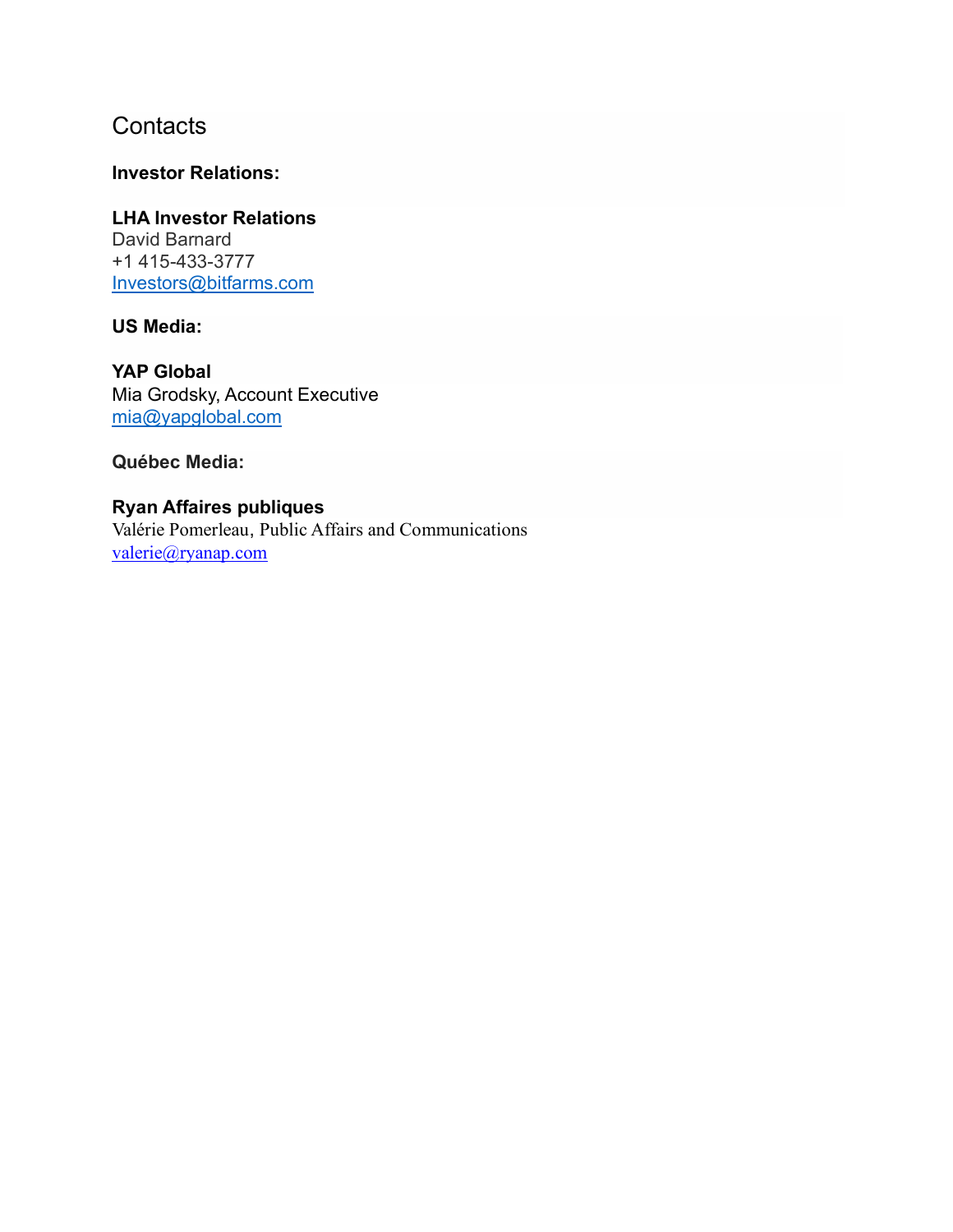## Contacts

**Investor Relations:**

**LHA Investor Relations**
David Barnard
+1 415-433-3777
Investors@bitfarms.com

**US Media:**

**YAP Global**
Mia Grodsky, Account Executive
mia@yapglobal.com

**Québec Media:**

**Ryan Affaires publiques**
Valérie Pomerleau, Public Affairs and Communications
valerie@ryanap.com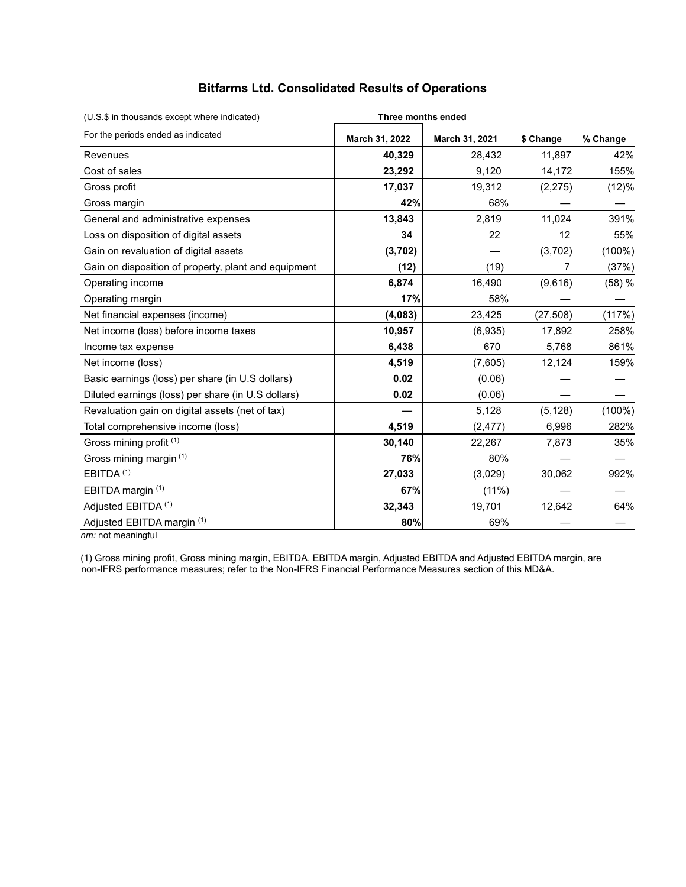# Bitfarms Ltd. Consolidated Results of Operations

| (U.S.$ in thousands except where indicated) | Three months ended | | | |
|---|---|---|---|---|
| For the periods ended as indicated | **March 31, 2022** | **March 31, 2021** | **$ Change** | **% Change** |
| Revenues | **40,329** | 28,432 | 11,897 | 42% |
| Cost of sales | **23,292** | 9,120 | 14,172 | 155% |
| Gross profit | **17,037** | 19,312 | (2,275) | (12)% |
| Gross margin | **42%** | 68% | — | — |
| General and administrative expenses | **13,843** | 2,819 | 11,024 | 391% |
| Loss on disposition of digital assets | **34** | 22 | 12 | 55% |
| Gain on revaluation of digital assets | **(3,702)** | — | (3,702) | (100%) |
| Gain on disposition of property, plant and equipment | **(12)** | (19) | 7 | (37%) |
| Operating income | **6,874** | 16,490 | (9,616) | (58) % |
| Operating margin | **17%** | 58% | — | — |
| Net financial expenses (income) | **(4,083)** | 23,425 | (27,508) | (117%) |
| Net income (loss) before income taxes | **10,957** | (6,935) | 17,892 | 258% |
| Income tax expense | **6,438** | 670 | 5,768 | 861% |
| Net income (loss) | **4,519** | (7,605) | 12,124 | 159% |
| Basic earnings (loss) per share (in U.S dollars) | **0.02** | (0.06) | — | — |
| Diluted earnings (loss) per share (in U.S dollars) | **0.02** | (0.06) | — | — |
| Revaluation gain on digital assets (net of tax) | **—** | 5,128 | (5,128) | (100%) |
| Total comprehensive income (loss) | **4,519** | (2,477) | 6,996 | 282% |
| Gross mining profit [(1)] | **30,140** | 22,267 | 7,873 | 35% |
| Gross mining margin [(1)] | **76%** | 80% | — | — |
| EBITDA [(1)] | **27,033** | (3,029) | 30,062 | 992% |
| EBITDA margin [(1)] | **67%** | (11%) | — | — |
| Adjusted EBITDA [(1)] | **32,343** | 19,701 | 12,642 | 64% |
| Adjusted EBITDA margin [(1)] | **80%** | 69% | — | — |

*nm:* not meaningful

(1) Gross mining profit, Gross mining margin, EBITDA, EBITDA margin, Adjusted EBITDA and Adjusted EBITDA margin, are non-IFRS performance measures; refer to the Non-IFRS Financial Performance Measures section of this MD&A.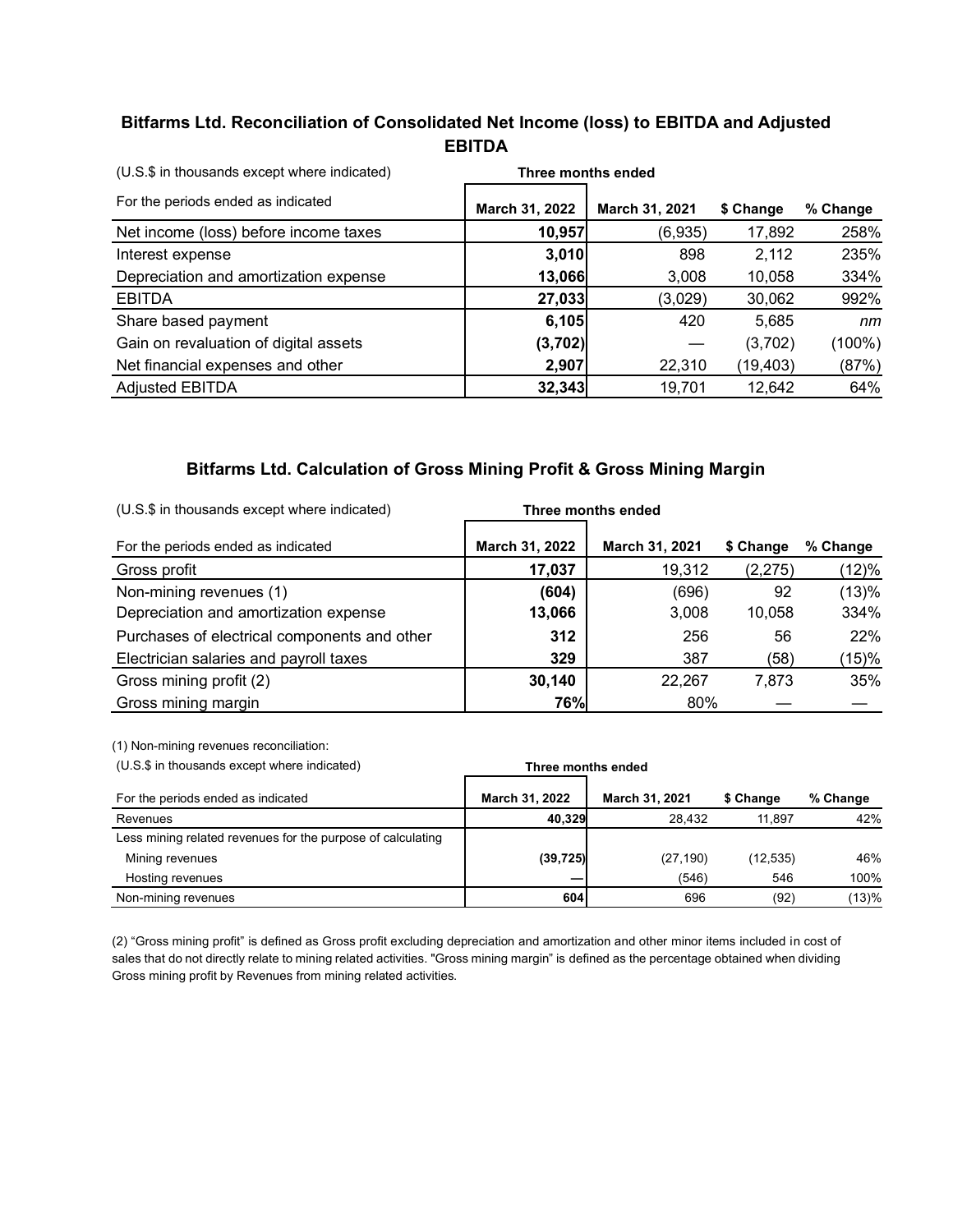## Bitfarms Ltd. Reconciliation of Consolidated Net Income (loss) to EBITDA and Adjusted EBITDA

| (U.S.$ in thousands except where indicated) | Three months ended | | | |
|---|---|---|---|---|
| For the periods ended as indicated | March 31, 2022 | March 31, 2021 | $ Change | % Change |
| Net income (loss) before income taxes | **10,957** | (6,935) | 17,892 | 258% |
| Interest expense | **3,010** | 898 | 2,112 | 235% |
| Depreciation and amortization expense | **13,066** | 3,008 | 10,058 | 334% |
| EBITDA | **27,033** | (3,029) | 30,062 | 992% |
| Share based payment | **6,105** | 420 | 5,685 | *nm* |
| Gain on revaluation of digital assets | **(3,702)** | — | (3,702) | (100%) |
| Net financial expenses and other | **2,907** | 22,310 | (19,403) | (87%) |
| Adjusted EBITDA | **32,343** | 19,701 | 12,642 | 64% |

## Bitfarms Ltd. Calculation of Gross Mining Profit & Gross Mining Margin

| (U.S.$ in thousands except where indicated) | Three months ended | | | |
|---|---|---|---|---|
| For the periods ended as indicated | March 31, 2022 | March 31, 2021 | $ Change | % Change |
| Gross profit | **17,037** | 19,312 | (2,275) | (12)% |
| Non-mining revenues (1) | **(604)** | (696) | 92 | (13)% |
| Depreciation and amortization expense | **13,066** | 3,008 | 10,058 | 334% |
| Purchases of electrical components and other | **312** | 256 | 56 | 22% |
| Electrician salaries and payroll taxes | **329** | 387 | (58) | (15)% |
| Gross mining profit (2) | **30,140** | 22,267 | 7,873 | 35% |
| Gross mining margin | **76%** | 80% | — | — |

(1) Non-mining revenues reconciliation:

| (U.S.$ in thousands except where indicated) | Three months ended | | | |
|---|---|---|---|---|
| For the periods ended as indicated | March 31, 2022 | March 31, 2021 | $ Change | % Change |
| Revenues | **40,329** | 28,432 | 11,897 | 42% |
| Less mining related revenues for the purpose of calculating | | | | |
| Mining revenues | **(39,725)** | (27,190) | (12,535) | 46% |
| Hosting revenues | **—** | (546) | 546 | 100% |
| Non-mining revenues | **604** | 696 | (92) | (13)% |

(2) "Gross mining profit" is defined as Gross profit excluding depreciation and amortization and other minor items included in cost of sales that do not directly relate to mining related activities. "Gross mining margin" is defined as the percentage obtained when dividing Gross mining profit by Revenues from mining related activities.